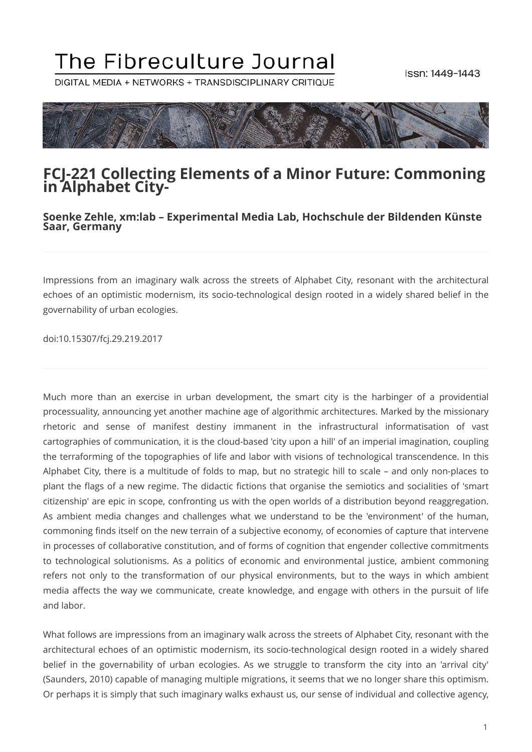# The Fibreculture Journal

DIGITAL MEDIA + NETWORKS + TRANSDISCIPLINARY CRITIQUE

issn: 1449-1443

## FCJ-221 Collecting Elements of a Minor Future: Commoning in Alphabet City-

### Soenke Zehle, xm:lab – Experimental Media Lab, Hochschule der Bildenden Künste Saar, Germany

---

Impressions from an imaginary walk across the streets of Alphabet City, resonant with the architectural echoes of an optimistic modernism, its socio-technological design rooted in a widely shared belief in the governability of urban ecologies.

doi:10.15307/fcj.29.219.2017

---

Much more than an exercise in urban development, the smart city is the harbinger of a providential processuality, announcing yet another machine age of algorithmic architectures. Marked by the missionary rhetoric and sense of manifest destiny immanent in the infrastructural informatisation of vast cartographies of communication, it is the cloud-based 'city upon a hill' of an imperial imagination, coupling the terraforming of the topographies of life and labor with visions of technological transcendence. In this Alphabet City, there is a multitude of folds to map, but no strategic hill to scale – and only non-places to plant the flags of a new regime. The didactic fictions that organise the semiotics and socialities of 'smart citizenship' are epic in scope, confronting us with the open worlds of a distribution beyond reaggregation. As ambient media changes and challenges what we understand to be the 'environment' of the human, commoning finds itself on the new terrain of a subjective economy, of economies of capture that intervene in processes of collaborative constitution, and of forms of cognition that engender collective commitments to technological solutionisms. As a politics of economic and environmental justice, ambient commoning refers not only to the transformation of our physical environments, but to the ways in which ambient media affects the way we communicate, create knowledge, and engage with others in the pursuit of life and labor.

What follows are impressions from an imaginary walk across the streets of Alphabet City, resonant with the architectural echoes of an optimistic modernism, its socio-technological design rooted in a widely shared belief in the governability of urban ecologies. As we struggle to transform the city into an 'arrival city' (Saunders, 2010) capable of managing multiple migrations, it seems that we no longer share this optimism. Or perhaps it is simply that such imaginary walks exhaust us, our sense of individual and collective agency,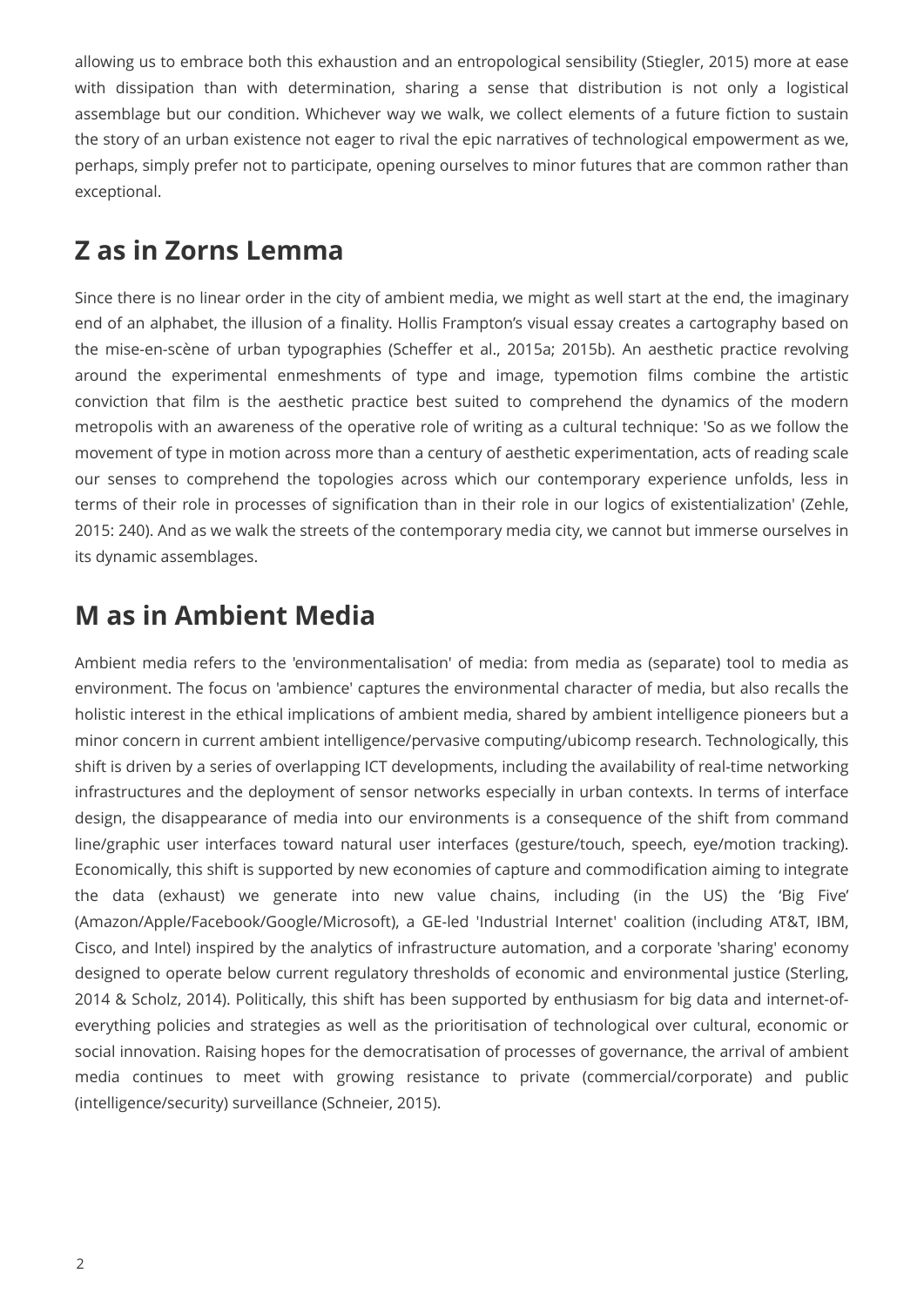allowing us to embrace both this exhaustion and an entropological sensibility (Stiegler, 2015) more at ease with dissipation than with determination, sharing a sense that distribution is not only a logistical assemblage but our condition. Whichever way we walk, we collect elements of a future fiction to sustain the story of an urban existence not eager to rival the epic narratives of technological empowerment as we, perhaps, simply prefer not to participate, opening ourselves to minor futures that are common rather than exceptional.

## Z as in Zorns Lemma

Since there is no linear order in the city of ambient media, we might as well start at the end, the imaginary end of an alphabet, the illusion of a finality. Hollis Frampton's visual essay creates a cartography based on the mise-en-scène of urban typographies (Scheffer et al., 2015a; 2015b). An aesthetic practice revolving around the experimental enmeshments of type and image, typemotion films combine the artistic conviction that film is the aesthetic practice best suited to comprehend the dynamics of the modern metropolis with an awareness of the operative role of writing as a cultural technique: 'So as we follow the movement of type in motion across more than a century of aesthetic experimentation, acts of reading scale our senses to comprehend the topologies across which our contemporary experience unfolds, less in terms of their role in processes of signification than in their role in our logics of existentialization' (Zehle, 2015: 240). And as we walk the streets of the contemporary media city, we cannot but immerse ourselves in its dynamic assemblages.

## M as in Ambient Media

Ambient media refers to the 'environmentalisation' of media: from media as (separate) tool to media as environment. The focus on 'ambience' captures the environmental character of media, but also recalls the holistic interest in the ethical implications of ambient media, shared by ambient intelligence pioneers but a minor concern in current ambient intelligence/pervasive computing/ubicomp research. Technologically, this shift is driven by a series of overlapping ICT developments, including the availability of real-time networking infrastructures and the deployment of sensor networks especially in urban contexts. In terms of interface design, the disappearance of media into our environments is a consequence of the shift from command line/graphic user interfaces toward natural user interfaces (gesture/touch, speech, eye/motion tracking). Economically, this shift is supported by new economies of capture and commodification aiming to integrate the data (exhaust) we generate into new value chains, including (in the US) the 'Big Five' (Amazon/Apple/Facebook/Google/Microsoft), a GE-led 'Industrial Internet' coalition (including AT&T, IBM, Cisco, and Intel) inspired by the analytics of infrastructure automation, and a corporate 'sharing' economy designed to operate below current regulatory thresholds of economic and environmental justice (Sterling, 2014 & Scholz, 2014). Politically, this shift has been supported by enthusiasm for big data and internet-of-everything policies and strategies as well as the prioritisation of technological over cultural, economic or social innovation. Raising hopes for the democratisation of processes of governance, the arrival of ambient media continues to meet with growing resistance to private (commercial/corporate) and public (intelligence/security) surveillance (Schneier, 2015).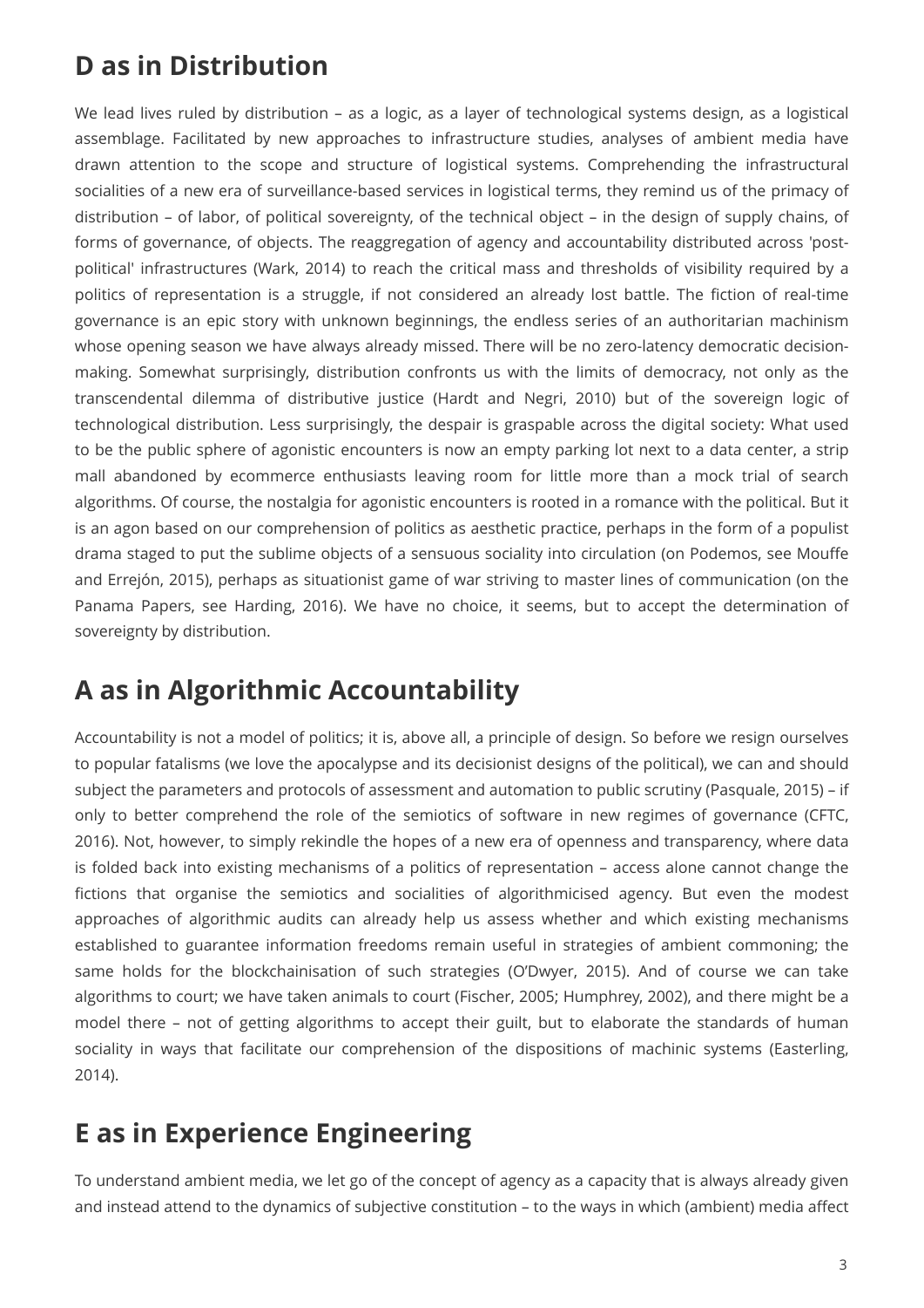## D as in Distribution

We lead lives ruled by distribution – as a logic, as a layer of technological systems design, as a logistical assemblage. Facilitated by new approaches to infrastructure studies, analyses of ambient media have drawn attention to the scope and structure of logistical systems. Comprehending the infrastructural socialities of a new era of surveillance-based services in logistical terms, they remind us of the primacy of distribution – of labor, of political sovereignty, of the technical object – in the design of supply chains, of forms of governance, of objects. The reaggregation of agency and accountability distributed across 'post-political' infrastructures (Wark, 2014) to reach the critical mass and thresholds of visibility required by a politics of representation is a struggle, if not considered an already lost battle. The fiction of real-time governance is an epic story with unknown beginnings, the endless series of an authoritarian machinism whose opening season we have always already missed. There will be no zero-latency democratic decision-making. Somewhat surprisingly, distribution confronts us with the limits of democracy, not only as the transcendental dilemma of distributive justice (Hardt and Negri, 2010) but of the sovereign logic of technological distribution. Less surprisingly, the despair is graspable across the digital society: What used to be the public sphere of agonistic encounters is now an empty parking lot next to a data center, a strip mall abandoned by ecommerce enthusiasts leaving room for little more than a mock trial of search algorithms. Of course, the nostalgia for agonistic encounters is rooted in a romance with the political. But it is an agon based on our comprehension of politics as aesthetic practice, perhaps in the form of a populist drama staged to put the sublime objects of a sensuous sociality into circulation (on Podemos, see Mouffe and Errejón, 2015), perhaps as situationist game of war striving to master lines of communication (on the Panama Papers, see Harding, 2016). We have no choice, it seems, but to accept the determination of sovereignty by distribution.

## A as in Algorithmic Accountability

Accountability is not a model of politics; it is, above all, a principle of design. So before we resign ourselves to popular fatalisms (we love the apocalypse and its decisionist designs of the political), we can and should subject the parameters and protocols of assessment and automation to public scrutiny (Pasquale, 2015) – if only to better comprehend the role of the semiotics of software in new regimes of governance (CFTC, 2016). Not, however, to simply rekindle the hopes of a new era of openness and transparency, where data is folded back into existing mechanisms of a politics of representation – access alone cannot change the fictions that organise the semiotics and socialities of algorithmicised agency. But even the modest approaches of algorithmic audits can already help us assess whether and which existing mechanisms established to guarantee information freedoms remain useful in strategies of ambient commoning; the same holds for the blockchainisation of such strategies (O'Dwyer, 2015). And of course we can take algorithms to court; we have taken animals to court (Fischer, 2005; Humphrey, 2002), and there might be a model there – not of getting algorithms to accept their guilt, but to elaborate the standards of human sociality in ways that facilitate our comprehension of the dispositions of machinic systems (Easterling, 2014).

## E as in Experience Engineering

To understand ambient media, we let go of the concept of agency as a capacity that is always already given and instead attend to the dynamics of subjective constitution – to the ways in which (ambient) media affect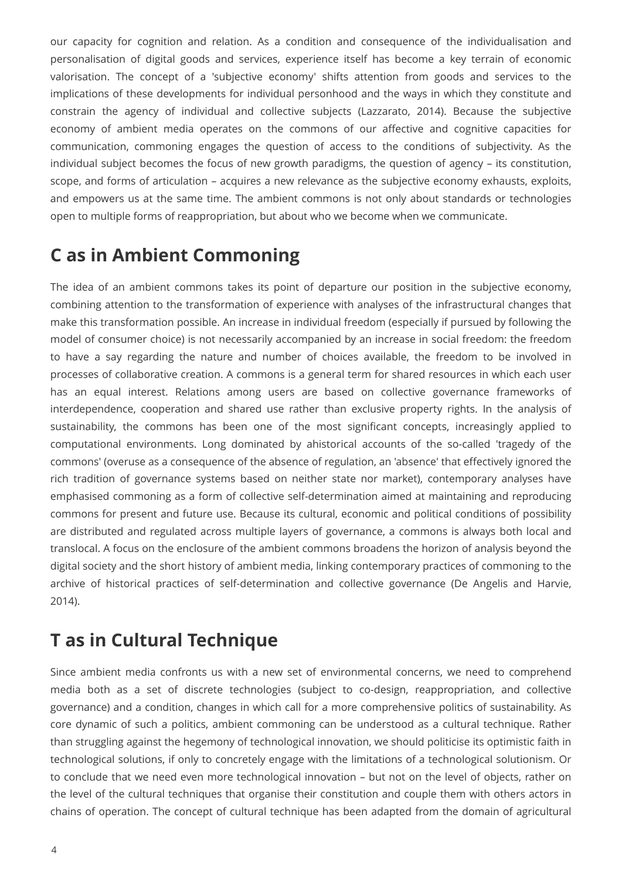our capacity for cognition and relation. As a condition and consequence of the individualisation and personalisation of digital goods and services, experience itself has become a key terrain of economic valorisation. The concept of a 'subjective economy' shifts attention from goods and services to the implications of these developments for individual personhood and the ways in which they constitute and constrain the agency of individual and collective subjects (Lazzarato, 2014). Because the subjective economy of ambient media operates on the commons of our affective and cognitive capacities for communication, commoning engages the question of access to the conditions of subjectivity. As the individual subject becomes the focus of new growth paradigms, the question of agency – its constitution, scope, and forms of articulation – acquires a new relevance as the subjective economy exhausts, exploits, and empowers us at the same time. The ambient commons is not only about standards or technologies open to multiple forms of reappropriation, but about who we become when we communicate.

## C as in Ambient Commoning

The idea of an ambient commons takes its point of departure our position in the subjective economy, combining attention to the transformation of experience with analyses of the infrastructural changes that make this transformation possible. An increase in individual freedom (especially if pursued by following the model of consumer choice) is not necessarily accompanied by an increase in social freedom: the freedom to have a say regarding the nature and number of choices available, the freedom to be involved in processes of collaborative creation. A commons is a general term for shared resources in which each user has an equal interest. Relations among users are based on collective governance frameworks of interdependence, cooperation and shared use rather than exclusive property rights. In the analysis of sustainability, the commons has been one of the most significant concepts, increasingly applied to computational environments. Long dominated by ahistorical accounts of the so-called 'tragedy of the commons' (overuse as a consequence of the absence of regulation, an 'absence' that effectively ignored the rich tradition of governance systems based on neither state nor market), contemporary analyses have emphasised commoning as a form of collective self-determination aimed at maintaining and reproducing commons for present and future use. Because its cultural, economic and political conditions of possibility are distributed and regulated across multiple layers of governance, a commons is always both local and translocal. A focus on the enclosure of the ambient commons broadens the horizon of analysis beyond the digital society and the short history of ambient media, linking contemporary practices of commoning to the archive of historical practices of self-determination and collective governance (De Angelis and Harvie, 2014).

## T as in Cultural Technique

Since ambient media confronts us with a new set of environmental concerns, we need to comprehend media both as a set of discrete technologies (subject to co-design, reappropriation, and collective governance) and a condition, changes in which call for a more comprehensive politics of sustainability. As core dynamic of such a politics, ambient commoning can be understood as a cultural technique. Rather than struggling against the hegemony of technological innovation, we should politicise its optimistic faith in technological solutions, if only to concretely engage with the limitations of a technological solutionism. Or to conclude that we need even more technological innovation – but not on the level of objects, rather on the level of the cultural techniques that organise their constitution and couple them with others actors in chains of operation. The concept of cultural technique has been adapted from the domain of agricultural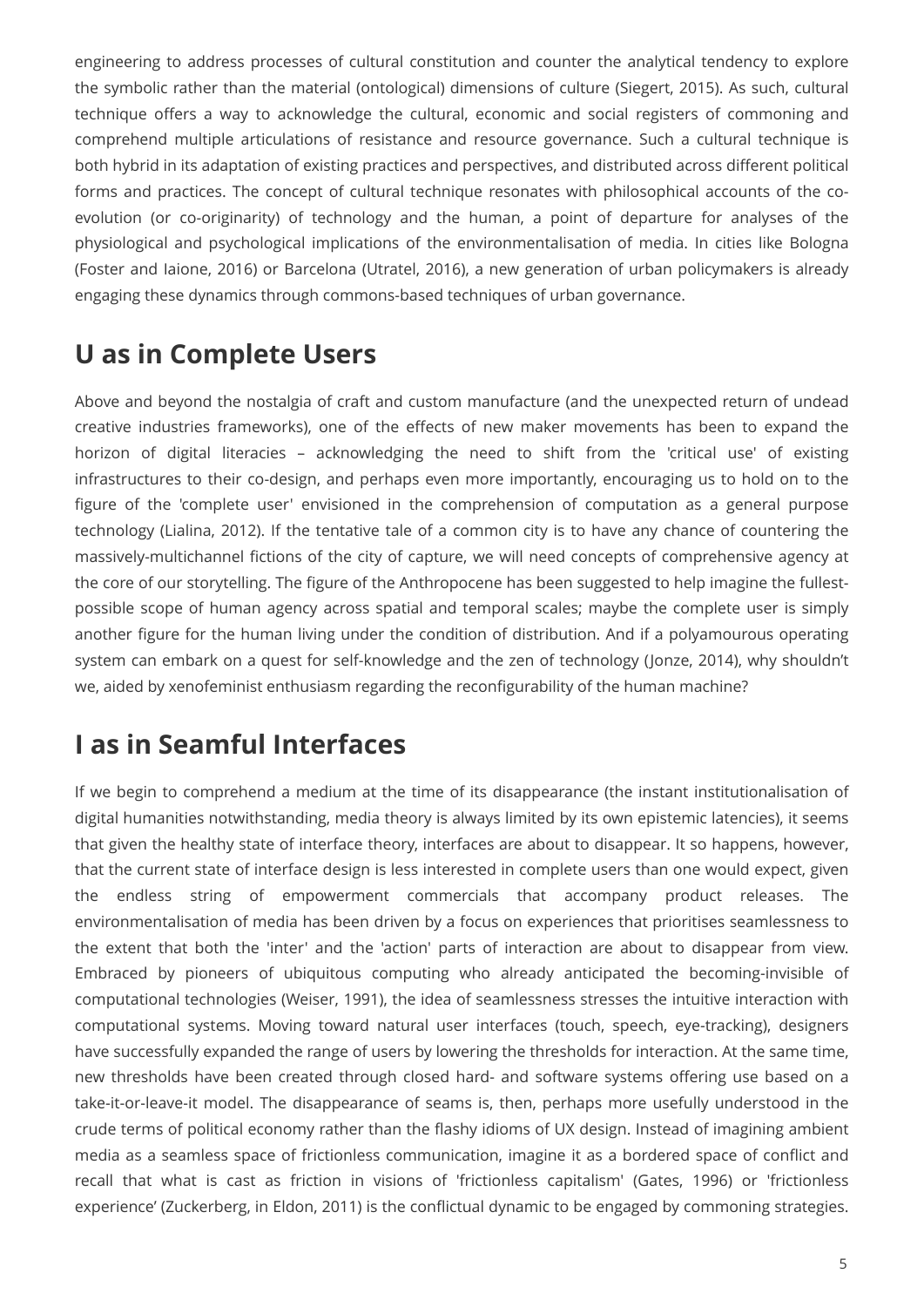engineering to address processes of cultural constitution and counter the analytical tendency to explore the symbolic rather than the material (ontological) dimensions of culture (Siegert, 2015). As such, cultural technique offers a way to acknowledge the cultural, economic and social registers of commoning and comprehend multiple articulations of resistance and resource governance. Such a cultural technique is both hybrid in its adaptation of existing practices and perspectives, and distributed across different political forms and practices. The concept of cultural technique resonates with philosophical accounts of the co-evolution (or co-originarity) of technology and the human, a point of departure for analyses of the physiological and psychological implications of the environmentalisation of media. In cities like Bologna (Foster and Iaione, 2016) or Barcelona (Utratel, 2016), a new generation of urban policymakers is already engaging these dynamics through commons-based techniques of urban governance.

## U as in Complete Users

Above and beyond the nostalgia of craft and custom manufacture (and the unexpected return of undead creative industries frameworks), one of the effects of new maker movements has been to expand the horizon of digital literacies – acknowledging the need to shift from the 'critical use' of existing infrastructures to their co-design, and perhaps even more importantly, encouraging us to hold on to the figure of the 'complete user' envisioned in the comprehension of computation as a general purpose technology (Lialina, 2012). If the tentative tale of a common city is to have any chance of countering the massively-multichannel fictions of the city of capture, we will need concepts of comprehensive agency at the core of our storytelling. The figure of the Anthropocene has been suggested to help imagine the fullest-possible scope of human agency across spatial and temporal scales; maybe the complete user is simply another figure for the human living under the condition of distribution. And if a polyamourous operating system can embark on a quest for self-knowledge and the zen of technology (Jonze, 2014), why shouldn't we, aided by xenofeminist enthusiasm regarding the reconfigurability of the human machine?

## I as in Seamful Interfaces

If we begin to comprehend a medium at the time of its disappearance (the instant institutionalisation of digital humanities notwithstanding, media theory is always limited by its own epistemic latencies), it seems that given the healthy state of interface theory, interfaces are about to disappear. It so happens, however, that the current state of interface design is less interested in complete users than one would expect, given the endless string of empowerment commercials that accompany product releases. The environmentalisation of media has been driven by a focus on experiences that prioritises seamlessness to the extent that both the 'inter' and the 'action' parts of interaction are about to disappear from view. Embraced by pioneers of ubiquitous computing who already anticipated the becoming-invisible of computational technologies (Weiser, 1991), the idea of seamlessness stresses the intuitive interaction with computational systems. Moving toward natural user interfaces (touch, speech, eye-tracking), designers have successfully expanded the range of users by lowering the thresholds for interaction. At the same time, new thresholds have been created through closed hard- and software systems offering use based on a take-it-or-leave-it model. The disappearance of seams is, then, perhaps more usefully understood in the crude terms of political economy rather than the flashy idioms of UX design. Instead of imagining ambient media as a seamless space of frictionless communication, imagine it as a bordered space of conflict and recall that what is cast as friction in visions of 'frictionless capitalism' (Gates, 1996) or 'frictionless experience' (Zuckerberg, in Eldon, 2011) is the conflictual dynamic to be engaged by commoning strategies.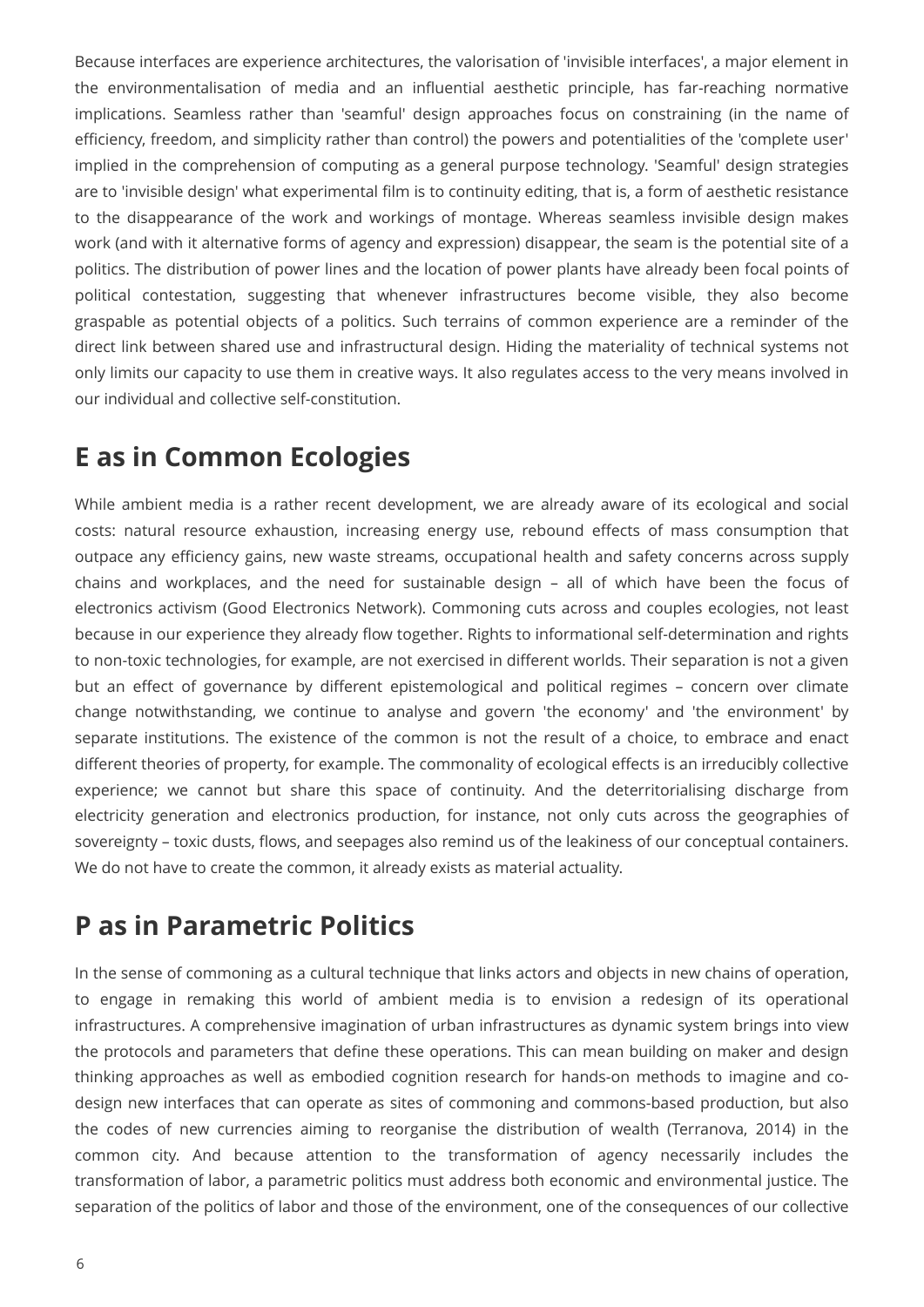Because interfaces are experience architectures, the valorisation of 'invisible interfaces', a major element in the environmentalisation of media and an influential aesthetic principle, has far-reaching normative implications. Seamless rather than 'seamful' design approaches focus on constraining (in the name of efficiency, freedom, and simplicity rather than control) the powers and potentialities of the 'complete user' implied in the comprehension of computing as a general purpose technology. 'Seamful' design strategies are to 'invisible design' what experimental film is to continuity editing, that is, a form of aesthetic resistance to the disappearance of the work and workings of montage. Whereas seamless invisible design makes work (and with it alternative forms of agency and expression) disappear, the seam is the potential site of a politics. The distribution of power lines and the location of power plants have already been focal points of political contestation, suggesting that whenever infrastructures become visible, they also become graspable as potential objects of a politics. Such terrains of common experience are a reminder of the direct link between shared use and infrastructural design. Hiding the materiality of technical systems not only limits our capacity to use them in creative ways. It also regulates access to the very means involved in our individual and collective self-constitution.

## E as in Common Ecologies

While ambient media is a rather recent development, we are already aware of its ecological and social costs: natural resource exhaustion, increasing energy use, rebound effects of mass consumption that outpace any efficiency gains, new waste streams, occupational health and safety concerns across supply chains and workplaces, and the need for sustainable design – all of which have been the focus of electronics activism (Good Electronics Network). Commoning cuts across and couples ecologies, not least because in our experience they already flow together. Rights to informational self-determination and rights to non-toxic technologies, for example, are not exercised in different worlds. Their separation is not a given but an effect of governance by different epistemological and political regimes – concern over climate change notwithstanding, we continue to analyse and govern 'the economy' and 'the environment' by separate institutions. The existence of the common is not the result of a choice, to embrace and enact different theories of property, for example. The commonality of ecological effects is an irreducibly collective experience; we cannot but share this space of continuity. And the deterritorialising discharge from electricity generation and electronics production, for instance, not only cuts across the geographies of sovereignty – toxic dusts, flows, and seepages also remind us of the leakiness of our conceptual containers. We do not have to create the common, it already exists as material actuality.

## P as in Parametric Politics

In the sense of commoning as a cultural technique that links actors and objects in new chains of operation, to engage in remaking this world of ambient media is to envision a redesign of its operational infrastructures. A comprehensive imagination of urban infrastructures as dynamic system brings into view the protocols and parameters that define these operations. This can mean building on maker and design thinking approaches as well as embodied cognition research for hands-on methods to imagine and co-design new interfaces that can operate as sites of commoning and commons-based production, but also the codes of new currencies aiming to reorganise the distribution of wealth (Terranova, 2014) in the common city. And because attention to the transformation of agency necessarily includes the transformation of labor, a parametric politics must address both economic and environmental justice. The separation of the politics of labor and those of the environment, one of the consequences of our collective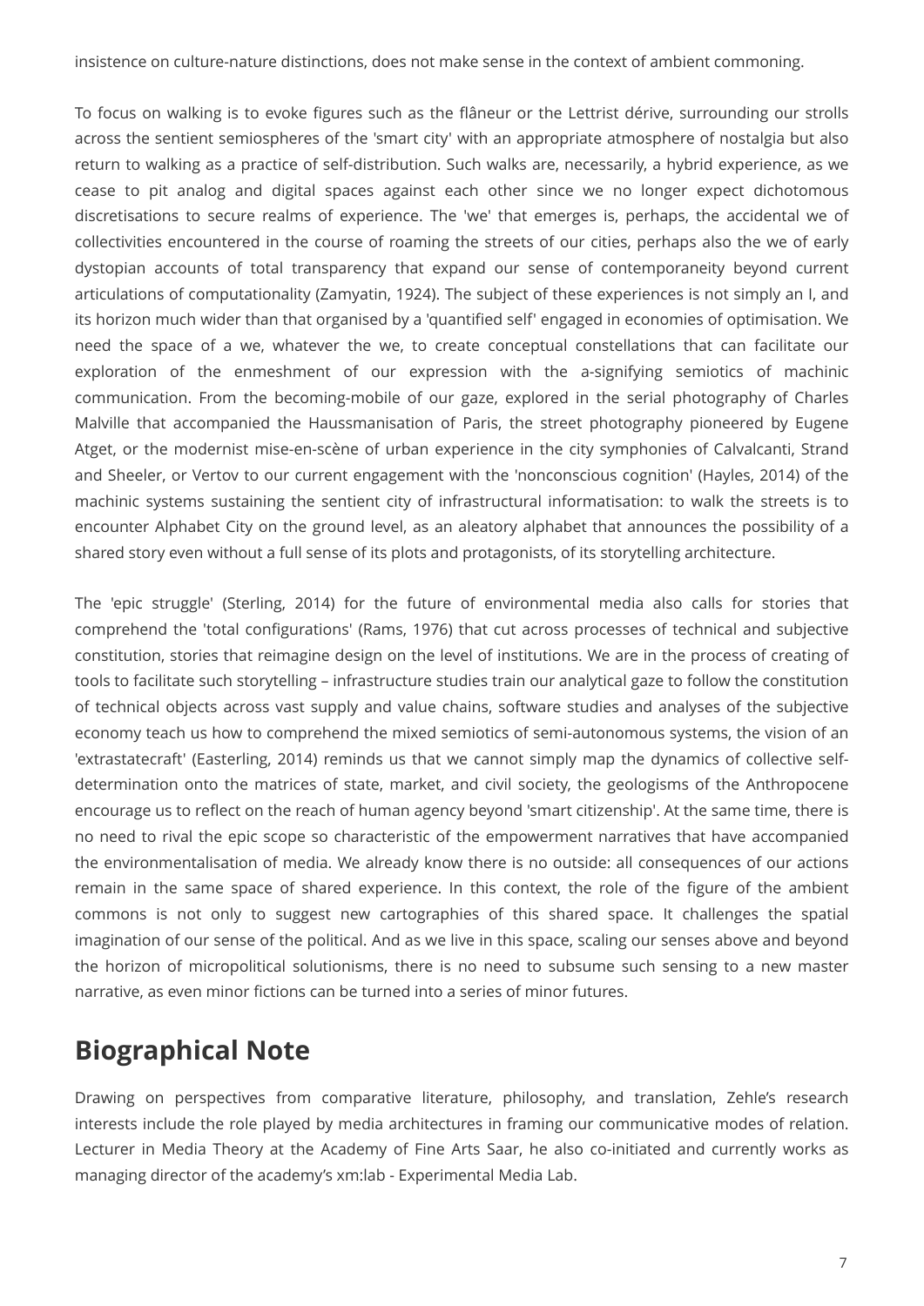insistence on culture-nature distinctions, does not make sense in the context of ambient commoning.

To focus on walking is to evoke figures such as the flâneur or the Lettrist dérive, surrounding our strolls across the sentient semiospheres of the 'smart city' with an appropriate atmosphere of nostalgia but also return to walking as a practice of self-distribution. Such walks are, necessarily, a hybrid experience, as we cease to pit analog and digital spaces against each other since we no longer expect dichotomous discretisations to secure realms of experience. The 'we' that emerges is, perhaps, the accidental we of collectivities encountered in the course of roaming the streets of our cities, perhaps also the we of early dystopian accounts of total transparency that expand our sense of contemporaneity beyond current articulations of computationality (Zamyatin, 1924). The subject of these experiences is not simply an I, and its horizon much wider than that organised by a 'quantified self' engaged in economies of optimisation. We need the space of a we, whatever the we, to create conceptual constellations that can facilitate our exploration of the enmeshment of our expression with the a-signifying semiotics of machinic communication. From the becoming-mobile of our gaze, explored in the serial photography of Charles Malville that accompanied the Haussmanisation of Paris, the street photography pioneered by Eugene Atget, or the modernist mise-en-scène of urban experience in the city symphonies of Calvalcanti, Strand and Sheeler, or Vertov to our current engagement with the 'nonconscious cognition' (Hayles, 2014) of the machinic systems sustaining the sentient city of infrastructural informatisation: to walk the streets is to encounter Alphabet City on the ground level, as an aleatory alphabet that announces the possibility of a shared story even without a full sense of its plots and protagonists, of its storytelling architecture.

The 'epic struggle' (Sterling, 2014) for the future of environmental media also calls for stories that comprehend the 'total configurations' (Rams, 1976) that cut across processes of technical and subjective constitution, stories that reimagine design on the level of institutions. We are in the process of creating of tools to facilitate such storytelling – infrastructure studies train our analytical gaze to follow the constitution of technical objects across vast supply and value chains, software studies and analyses of the subjective economy teach us how to comprehend the mixed semiotics of semi-autonomous systems, the vision of an 'extrastatecraft' (Easterling, 2014) reminds us that we cannot simply map the dynamics of collective self-determination onto the matrices of state, market, and civil society, the geologisms of the Anthropocene encourage us to reflect on the reach of human agency beyond 'smart citizenship'. At the same time, there is no need to rival the epic scope so characteristic of the empowerment narratives that have accompanied the environmentalisation of media. We already know there is no outside: all consequences of our actions remain in the same space of shared experience. In this context, the role of the figure of the ambient commons is not only to suggest new cartographies of this shared space. It challenges the spatial imagination of our sense of the political. And as we live in this space, scaling our senses above and beyond the horizon of micropolitical solutionisms, there is no need to subsume such sensing to a new master narrative, as even minor fictions can be turned into a series of minor futures.

## Biographical Note

Drawing on perspectives from comparative literature, philosophy, and translation, Zehle's research interests include the role played by media architectures in framing our communicative modes of relation. Lecturer in Media Theory at the Academy of Fine Arts Saar, he also co-initiated and currently works as managing director of the academy's xm:lab - Experimental Media Lab.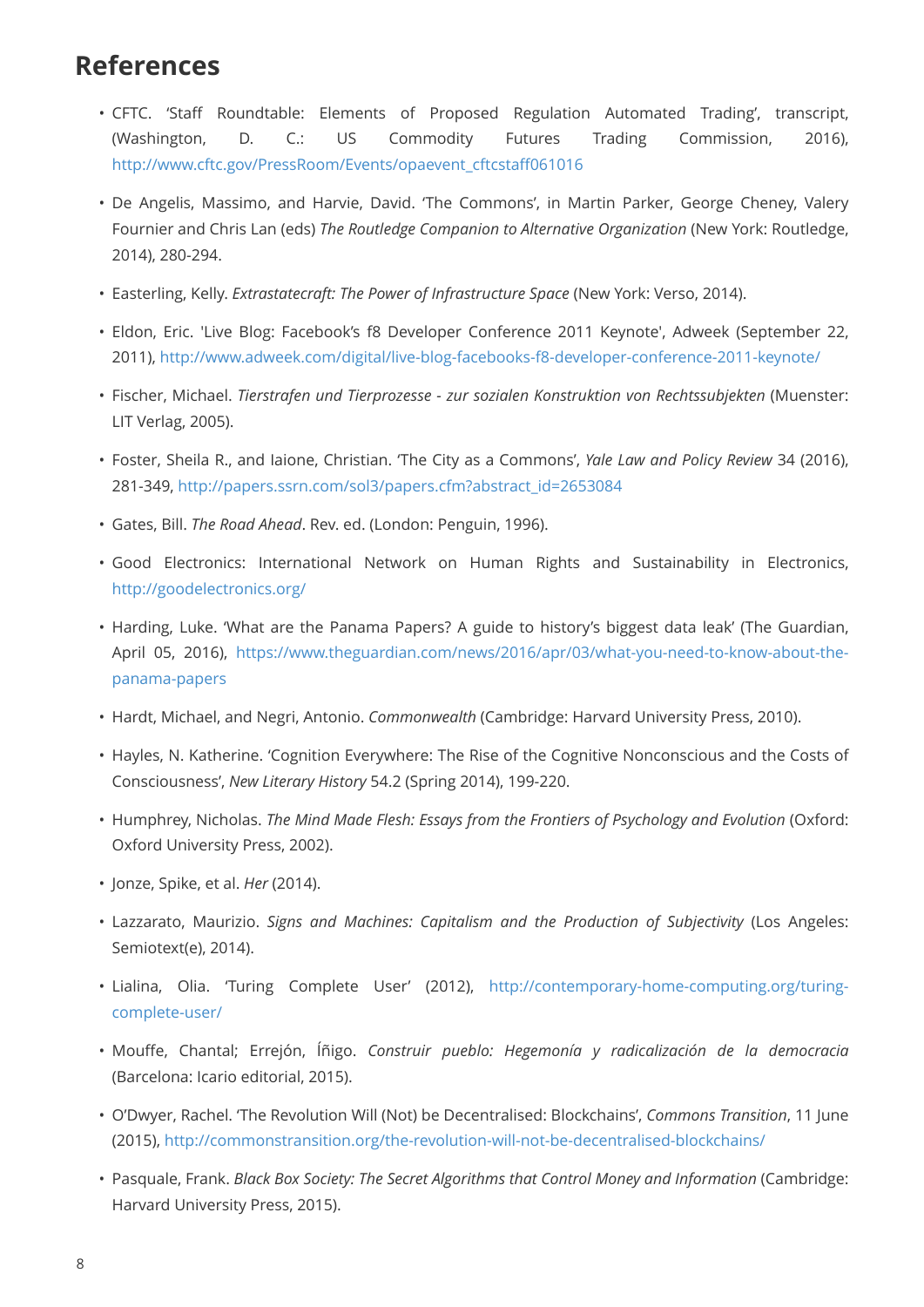## References

- CFTC. 'Staff Roundtable: Elements of Proposed Regulation Automated Trading', transcript, (Washington, D. C.: US Commodity Futures Trading Commission, 2016), http://www.cftc.gov/PressRoom/Events/opaevent_cftcstaff061016
- De Angelis, Massimo, and Harvie, David. 'The Commons', in Martin Parker, George Cheney, Valery Fournier and Chris Lan (eds) *The Routledge Companion to Alternative Organization* (New York: Routledge, 2014), 280-294.
- Easterling, Kelly. *Extrastatecraft: The Power of Infrastructure Space* (New York: Verso, 2014).
- Eldon, Eric. 'Live Blog: Facebook's f8 Developer Conference 2011 Keynote', Adweek (September 22, 2011), http://www.adweek.com/digital/live-blog-facebooks-f8-developer-conference-2011-keynote/
- Fischer, Michael. *Tierstrafen und Tierprozesse - zur sozialen Konstruktion von Rechtssubjekten* (Muenster: LIT Verlag, 2005).
- Foster, Sheila R., and Iaione, Christian. 'The City as a Commons', *Yale Law and Policy Review* 34 (2016), 281-349, http://papers.ssrn.com/sol3/papers.cfm?abstract_id=2653084
- Gates, Bill. *The Road Ahead*. Rev. ed. (London: Penguin, 1996).
- Good Electronics: International Network on Human Rights and Sustainability in Electronics, http://goodelectronics.org/
- Harding, Luke. 'What are the Panama Papers? A guide to history's biggest data leak' (The Guardian, April 05, 2016), https://www.theguardian.com/news/2016/apr/03/what-you-need-to-know-about-the-panama-papers
- Hardt, Michael, and Negri, Antonio. *Commonwealth* (Cambridge: Harvard University Press, 2010).
- Hayles, N. Katherine. 'Cognition Everywhere: The Rise of the Cognitive Nonconscious and the Costs of Consciousness', *New Literary History* 54.2 (Spring 2014), 199-220.
- Humphrey, Nicholas. *The Mind Made Flesh: Essays from the Frontiers of Psychology and Evolution* (Oxford: Oxford University Press, 2002).
- Jonze, Spike, et al. *Her* (2014).
- Lazzarato, Maurizio. *Signs and Machines: Capitalism and the Production of Subjectivity* (Los Angeles: Semiotext(e), 2014).
- Lialina, Olia. 'Turing Complete User' (2012), http://contemporary-home-computing.org/turing-complete-user/
- Mouffe, Chantal; Errejón, Íñigo. *Construir pueblo: Hegemonía y radicalización de la democracia* (Barcelona: Icario editorial, 2015).
- O'Dwyer, Rachel. 'The Revolution Will (Not) be Decentralised: Blockchains', *Commons Transition*, 11 June (2015), http://commonstransition.org/the-revolution-will-not-be-decentralised-blockchains/
- Pasquale, Frank. *Black Box Society: The Secret Algorithms that Control Money and Information* (Cambridge: Harvard University Press, 2015).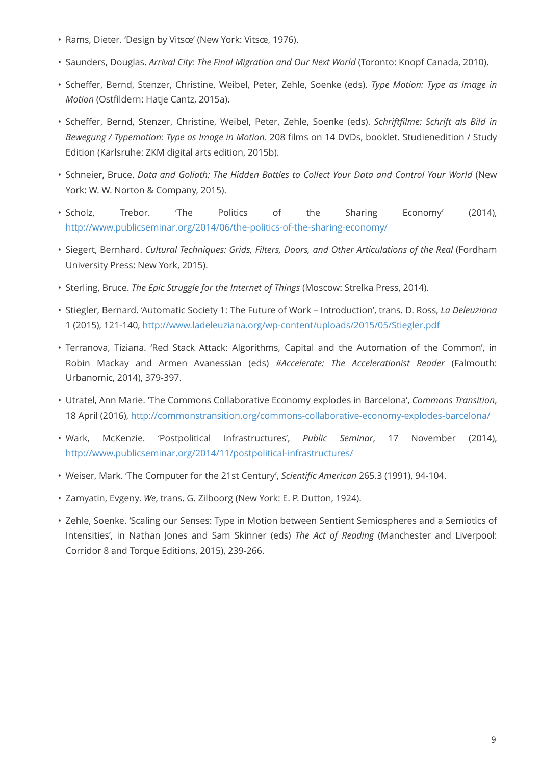- Rams, Dieter. 'Design by Vitsœ' (New York: Vitsœ, 1976).
- Saunders, Douglas. *Arrival City: The Final Migration and Our Next World* (Toronto: Knopf Canada, 2010).
- Scheffer, Bernd, Stenzer, Christine, Weibel, Peter, Zehle, Soenke (eds). *Type Motion: Type as Image in Motion* (Ostfildern: Hatje Cantz, 2015a).
- Scheffer, Bernd, Stenzer, Christine, Weibel, Peter, Zehle, Soenke (eds). *Schriftfilme: Schrift als Bild in Bewegung / Typemotion: Type as Image in Motion*. 208 films on 14 DVDs, booklet. Studienedition / Study Edition (Karlsruhe: ZKM digital arts edition, 2015b).
- Schneier, Bruce. *Data and Goliath: The Hidden Battles to Collect Your Data and Control Your World* (New York: W. W. Norton & Company, 2015).
- Scholz, Trebor. 'The Politics of the Sharing Economy' (2014), http://www.publicseminar.org/2014/06/the-politics-of-the-sharing-economy/
- Siegert, Bernhard. *Cultural Techniques: Grids, Filters, Doors, and Other Articulations of the Real* (Fordham University Press: New York, 2015).
- Sterling, Bruce. *The Epic Struggle for the Internet of Things* (Moscow: Strelka Press, 2014).
- Stiegler, Bernard. 'Automatic Society 1: The Future of Work – Introduction', trans. D. Ross, *La Deleuziana* 1 (2015), 121-140, http://www.ladeleuziana.org/wp-content/uploads/2015/05/Stiegler.pdf
- Terranova, Tiziana. 'Red Stack Attack: Algorithms, Capital and the Automation of the Common', in Robin Mackay and Armen Avanessian (eds) *#Accelerate: The Accelerationist Reader* (Falmouth: Urbanomic, 2014), 379-397.
- Utratel, Ann Marie. 'The Commons Collaborative Economy explodes in Barcelona', *Commons Transition*, 18 April (2016), http://commonstransition.org/commons-collaborative-economy-explodes-barcelona/
- Wark, McKenzie. 'Postpolitical Infrastructures', *Public Seminar*, 17 November (2014), http://www.publicseminar.org/2014/11/postpolitical-infrastructures/
- Weiser, Mark. 'The Computer for the 21st Century', *Scientific American* 265.3 (1991), 94-104.
- Zamyatin, Evgeny. *We*, trans. G. Zilboorg (New York: E. P. Dutton, 1924).
- Zehle, Soenke. 'Scaling our Senses: Type in Motion between Sentient Semiospheres and a Semiotics of Intensities', in Nathan Jones and Sam Skinner (eds) *The Act of Reading* (Manchester and Liverpool: Corridor 8 and Torque Editions, 2015), 239-266.